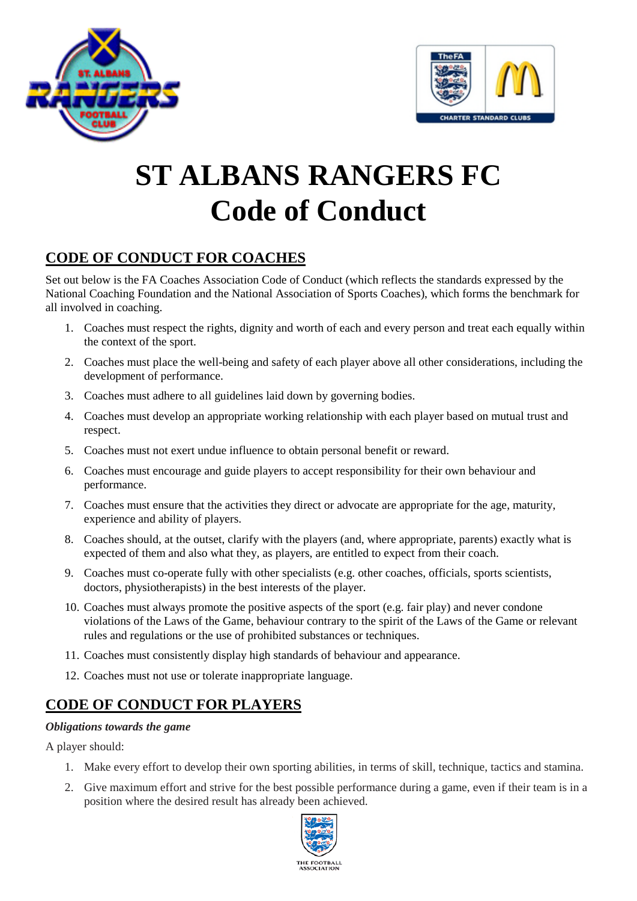# ST ALBANS RANGERS FC
# Code of Conduct

## CODE OF CONDUCT FOR COACHES

Set out below is the FA Coaches Association Code of Conduct (which reflects the standards expressed by the National Coaching Foundation and the National Association of Sports Coaches), which forms the benchmark for all involved in coaching.

1. Coaches must respect the rights, dignity and worth of each and every person and treat each equally within the context of the sport.
2. Coaches must place the well-being and safety of each player above all other considerations, including the development of performance.
3. Coaches must adhere to all guidelines laid down by governing bodies.
4. Coaches must develop an appropriate working relationship with each player based on mutual trust and respect.
5. Coaches must not exert undue influence to obtain personal benefit or reward.
6. Coaches must encourage and guide players to accept responsibility for their own behaviour and performance.
7. Coaches must ensure that the activities they direct or advocate are appropriate for the age, maturity, experience and ability of players.
8. Coaches should, at the outset, clarify with the players (and, where appropriate, parents) exactly what is expected of them and also what they, as players, are entitled to expect from their coach.
9. Coaches must co-operate fully with other specialists (e.g. other coaches, officials, sports scientists, doctors, physiotherapists) in the best interests of the player.
10. Coaches must always promote the positive aspects of the sport (e.g. fair play) and never condone violations of the Laws of the Game, behaviour contrary to the spirit of the Laws of the Game or relevant rules and regulations or the use of prohibited substances or techniques.
11. Coaches must consistently display high standards of behaviour and appearance.
12. Coaches must not use or tolerate inappropriate language.

## CODE OF CONDUCT FOR PLAYERS

***Obligations towards the game***

A player should:

1. Make every effort to develop their own sporting abilities, in terms of skill, technique, tactics and stamina.
2. Give maximum effort and strive for the best possible performance during a game, even if their team is in a position where the desired result has already been achieved.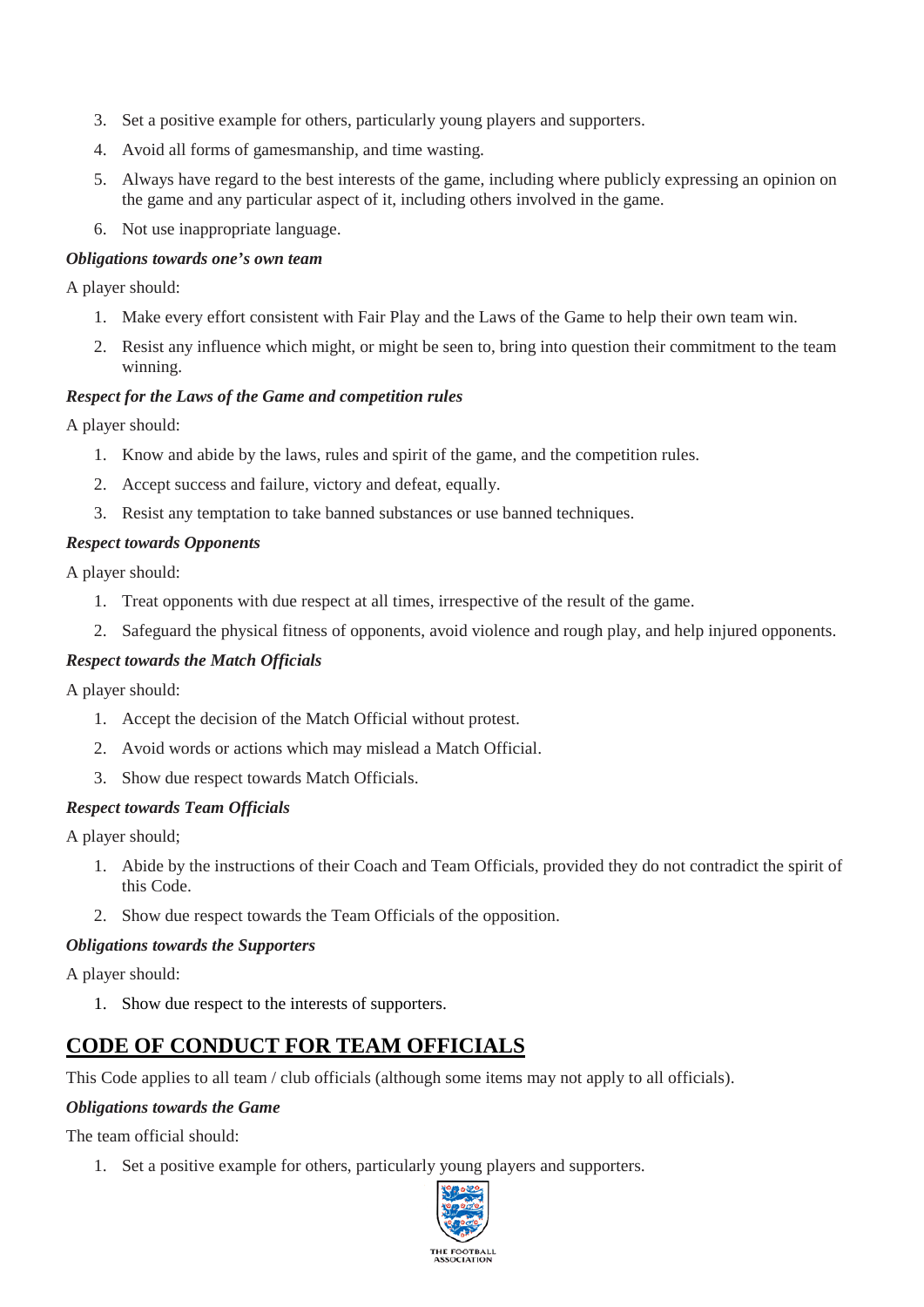3. Set a positive example for others, particularly young players and supporters.
4. Avoid all forms of gamesmanship, and time wasting.
5. Always have regard to the best interests of the game, including where publicly expressing an opinion on the game and any particular aspect of it, including others involved in the game.
6. Not use inappropriate language.

***Obligations towards one's own team***

A player should:

1. Make every effort consistent with Fair Play and the Laws of the Game to help their own team win.
2. Resist any influence which might, or might be seen to, bring into question their commitment to the team winning.

***Respect for the Laws of the Game and competition rules***

A player should:

1. Know and abide by the laws, rules and spirit of the game, and the competition rules.
2. Accept success and failure, victory and defeat, equally.
3. Resist any temptation to take banned substances or use banned techniques.

***Respect towards Opponents***

A player should:

1. Treat opponents with due respect at all times, irrespective of the result of the game.
2. Safeguard the physical fitness of opponents, avoid violence and rough play, and help injured opponents.

***Respect towards the Match Officials***

A player should:

1. Accept the decision of the Match Official without protest.
2. Avoid words or actions which may mislead a Match Official.
3. Show due respect towards Match Officials.

***Respect towards Team Officials***

A player should;

1. Abide by the instructions of their Coach and Team Officials, provided they do not contradict the spirit of this Code.
2. Show due respect towards the Team Officials of the opposition.

***Obligations towards the Supporters***

A player should:

1. Show due respect to the interests of supporters.

## CODE OF CONDUCT FOR TEAM OFFICIALS

This Code applies to all team / club officials (although some items may not apply to all officials).

***Obligations towards the Game***

The team official should:

1. Set a positive example for others, particularly young players and supporters.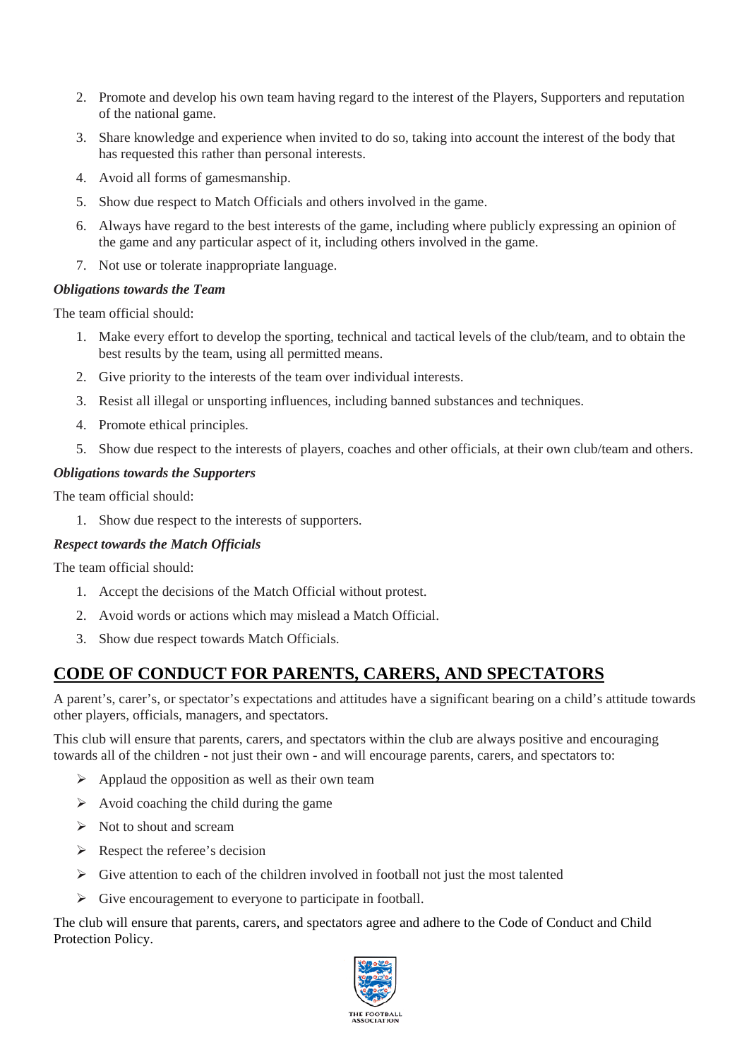2. Promote and develop his own team having regard to the interest of the Players, Supporters and reputation of the national game.
3. Share knowledge and experience when invited to do so, taking into account the interest of the body that has requested this rather than personal interests.
4. Avoid all forms of gamesmanship.
5. Show due respect to Match Officials and others involved in the game.
6. Always have regard to the best interests of the game, including where publicly expressing an opinion of the game and any particular aspect of it, including others involved in the game.
7. Not use or tolerate inappropriate language.

***Obligations towards the Team***

The team official should:

1. Make every effort to develop the sporting, technical and tactical levels of the club/team, and to obtain the best results by the team, using all permitted means.
2. Give priority to the interests of the team over individual interests.
3. Resist all illegal or unsporting influences, including banned substances and techniques.
4. Promote ethical principles.
5. Show due respect to the interests of players, coaches and other officials, at their own club/team and others.

***Obligations towards the Supporters***

The team official should:

1. Show due respect to the interests of supporters.

***Respect towards the Match Officials***

The team official should:

1. Accept the decisions of the Match Official without protest.
2. Avoid words or actions which may mislead a Match Official.
3. Show due respect towards Match Officials.

## CODE OF CONDUCT FOR PARENTS, CARERS, AND SPECTATORS

A parent's, carer's, or spectator's expectations and attitudes have a significant bearing on a child's attitude towards other players, officials, managers, and spectators.

This club will ensure that parents, carers, and spectators within the club are always positive and encouraging towards all of the children - not just their own - and will encourage parents, carers, and spectators to:

- Applaud the opposition as well as their own team
- Avoid coaching the child during the game
- Not to shout and scream
- Respect the referee's decision
- Give attention to each of the children involved in football not just the most talented
- Give encouragement to everyone to participate in football.

The club will ensure that parents, carers, and spectators agree and adhere to the Code of Conduct and Child Protection Policy.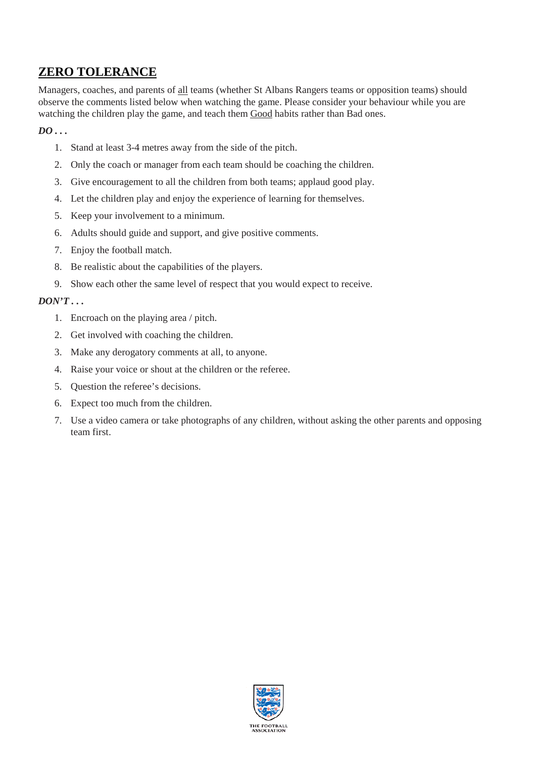## ZERO TOLERANCE

Managers, coaches, and parents of all teams (whether St Albans Rangers teams or opposition teams) should observe the comments listed below when watching the game. Please consider your behaviour while you are watching the children play the game, and teach them Good habits rather than Bad ones.

***DO . . .***

1. Stand at least 3-4 metres away from the side of the pitch.
2. Only the coach or manager from each team should be coaching the children.
3. Give encouragement to all the children from both teams; applaud good play.
4. Let the children play and enjoy the experience of learning for themselves.
5. Keep your involvement to a minimum.
6. Adults should guide and support, and give positive comments.
7. Enjoy the football match.
8. Be realistic about the capabilities of the players.
9. Show each other the same level of respect that you would expect to receive.

***DON'T . . .***

1. Encroach on the playing area / pitch.
2. Get involved with coaching the children.
3. Make any derogatory comments at all, to anyone.
4. Raise your voice or shout at the children or the referee.
5. Question the referee's decisions.
6. Expect too much from the children.
7. Use a video camera or take photographs of any children, without asking the other parents and opposing team first.

THE FOOTBALL ASSOCIATION